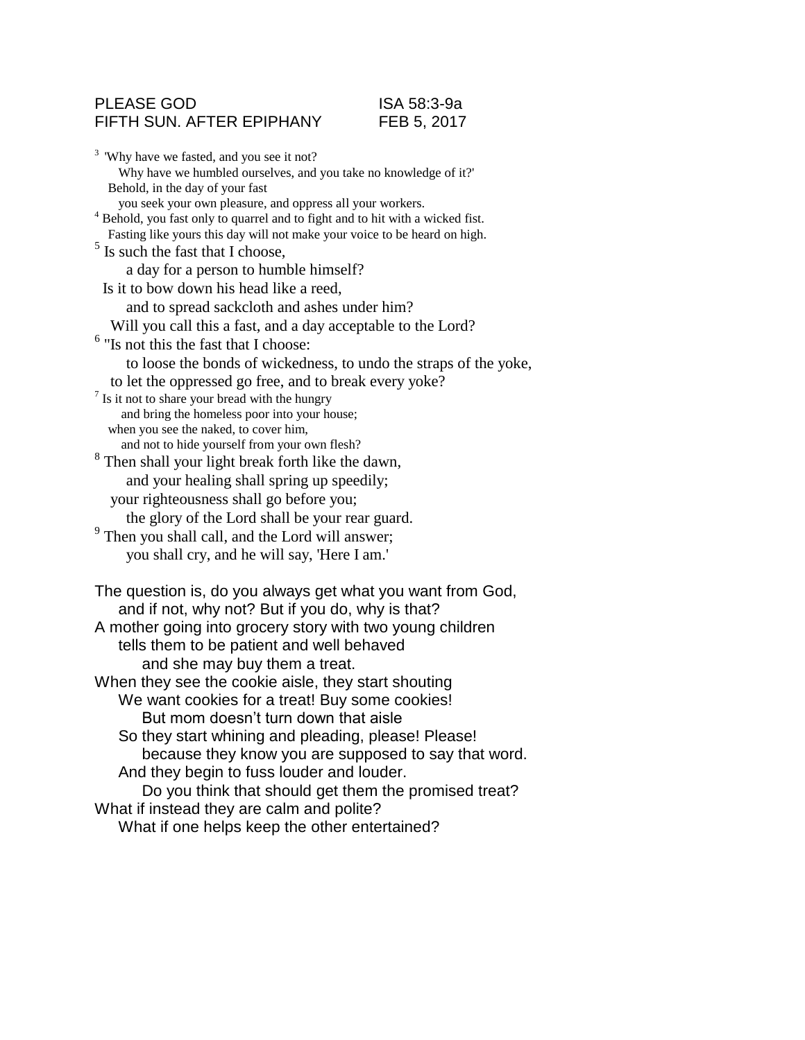PLEASE GOD ISA 58:3-9a
FIFTH SUN. AFTER EPIPHANY FEB 5, 2017

[3] 'Why have we fasted, and you see it not?
Why have we humbled ourselves, and you take no knowledge of it?'
Behold, in the day of your fast
you seek your own pleasure, and oppress all your workers.
[4] Behold, you fast only to quarrel and to fight and to hit with a wicked fist.
Fasting like yours this day will not make your voice to be heard on high.
[5] Is such the fast that I choose,
a day for a person to humble himself?
Is it to bow down his head like a reed,
and to spread sackcloth and ashes under him?
Will you call this a fast, and a day acceptable to the Lord?
[6] "Is not this the fast that I choose:
to loose the bonds of wickedness, to undo the straps of the yoke,
to let the oppressed go free, and to break every yoke?
[7] Is it not to share your bread with the hungry
and bring the homeless poor into your house;
when you see the naked, to cover him,
and not to hide yourself from your own flesh?
[8] Then shall your light break forth like the dawn,
and your healing shall spring up speedily;
your righteousness shall go before you;
the glory of the Lord shall be your rear guard.
[9] Then you shall call, and the Lord will answer;
you shall cry, and he will say, 'Here I am.'

The question is, do you always get what you want from God,
and if not, why not? But if you do, why is that?
A mother going into grocery story with two young children
tells them to be patient and well behaved
and she may buy them a treat.
When they see the cookie aisle, they start shouting
We want cookies for a treat! Buy some cookies!
But mom doesn't turn down that aisle
So they start whining and pleading, please! Please!
because they know you are supposed to say that word.
And they begin to fuss louder and louder.
Do you think that should get them the promised treat?
What if instead they are calm and polite?
What if one helps keep the other entertained?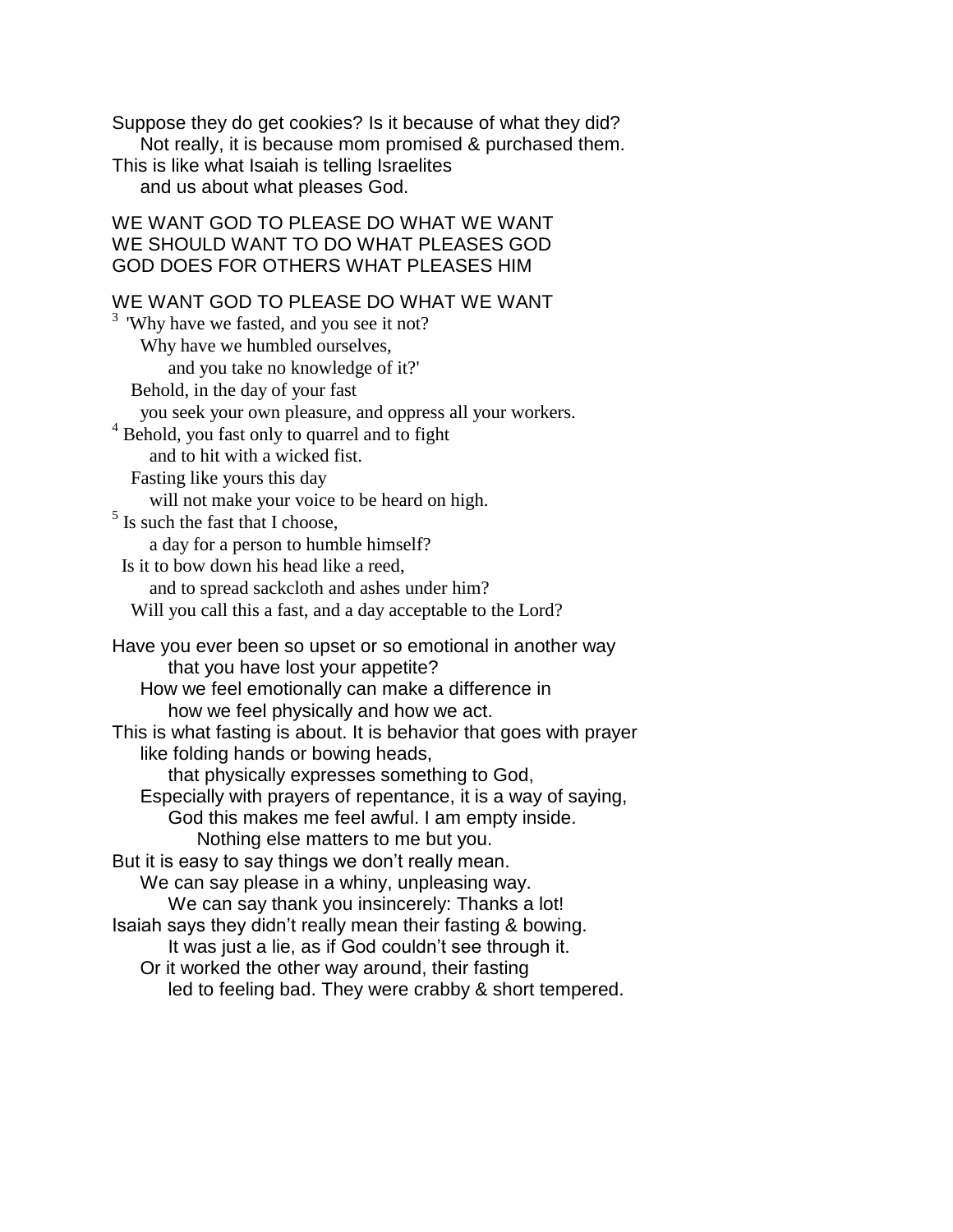Suppose they do get cookies? Is it because of what they did?
Not really, it is because mom promised & purchased them.
This is like what Isaiah is telling Israelites
and us about what pleases God.

WE WANT GOD TO PLEASE DO WHAT WE WANT
WE SHOULD WANT TO DO WHAT PLEASES GOD
GOD DOES FOR OTHERS WHAT PLEASES HIM

WE WANT GOD TO PLEASE DO WHAT WE WANT

[3] 'Why have we fasted, and you see it not?
Why have we humbled ourselves,
and you take no knowledge of it?'
Behold, in the day of your fast
you seek your own pleasure, and oppress all your workers.
[4] Behold, you fast only to quarrel and to fight
and to hit with a wicked fist.
Fasting like yours this day
will not make your voice to be heard on high.
[5] Is such the fast that I choose,
a day for a person to humble himself?
Is it to bow down his head like a reed,
and to spread sackcloth and ashes under him?
Will you call this a fast, and a day acceptable to the Lord?

Have you ever been so upset or so emotional in another way
that you have lost your appetite?
How we feel emotionally can make a difference in
how we feel physically and how we act.
This is what fasting is about. It is behavior that goes with prayer
like folding hands or bowing heads,
that physically expresses something to God,
Especially with prayers of repentance, it is a way of saying,
God this makes me feel awful. I am empty inside.
Nothing else matters to me but you.
But it is easy to say things we don't really mean.
We can say please in a whiny, unpleasing way.
We can say thank you insincerely: Thanks a lot!
Isaiah says they didn't really mean their fasting & bowing.
It was just a lie, as if God couldn't see through it.
Or it worked the other way around, their fasting
led to feeling bad. They were crabby & short tempered.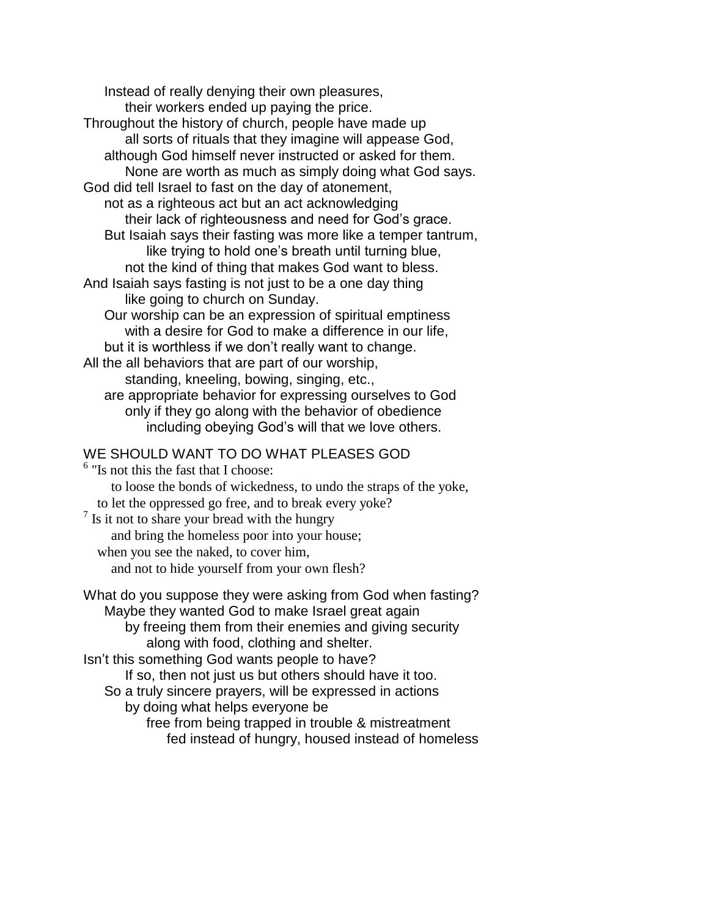Instead of really denying their own pleasures,
their workers ended up paying the price.
Throughout the history of church, people have made up
all sorts of rituals that they imagine will appease God,
although God himself never instructed or asked for them.
None are worth as much as simply doing what God says.
God did tell Israel to fast on the day of atonement,
not as a righteous act but an act acknowledging
their lack of righteousness and need for God's grace.
But Isaiah says their fasting was more like a temper tantrum,
like trying to hold one's breath until turning blue,
not the kind of thing that makes God want to bless.
And Isaiah says fasting is not just to be a one day thing
like going to church on Sunday.
Our worship can be an expression of spiritual emptiness
with a desire for God to make a difference in our life,
but it is worthless if we don't really want to change.
All the all behaviors that are part of our worship,
standing, kneeling, bowing, singing, etc.,
are appropriate behavior for expressing ourselves to God
only if they go along with the behavior of obedience
including obeying God's will that we love others.

WE SHOULD WANT TO DO WHAT PLEASES GOD

[6] "Is not this the fast that I choose:
to loose the bonds of wickedness, to undo the straps of the yoke,
to let the oppressed go free, and to break every yoke?
[7] Is it not to share your bread with the hungry
and bring the homeless poor into your house;
when you see the naked, to cover him,
and not to hide yourself from your own flesh?

What do you suppose they were asking from God when fasting?
Maybe they wanted God to make Israel great again
by freeing them from their enemies and giving security
along with food, clothing and shelter.
Isn't this something God wants people to have?
If so, then not just us but others should have it too.
So a truly sincere prayers, will be expressed in actions
by doing what helps everyone be
free from being trapped in trouble & mistreatment
fed instead of hungry, housed instead of homeless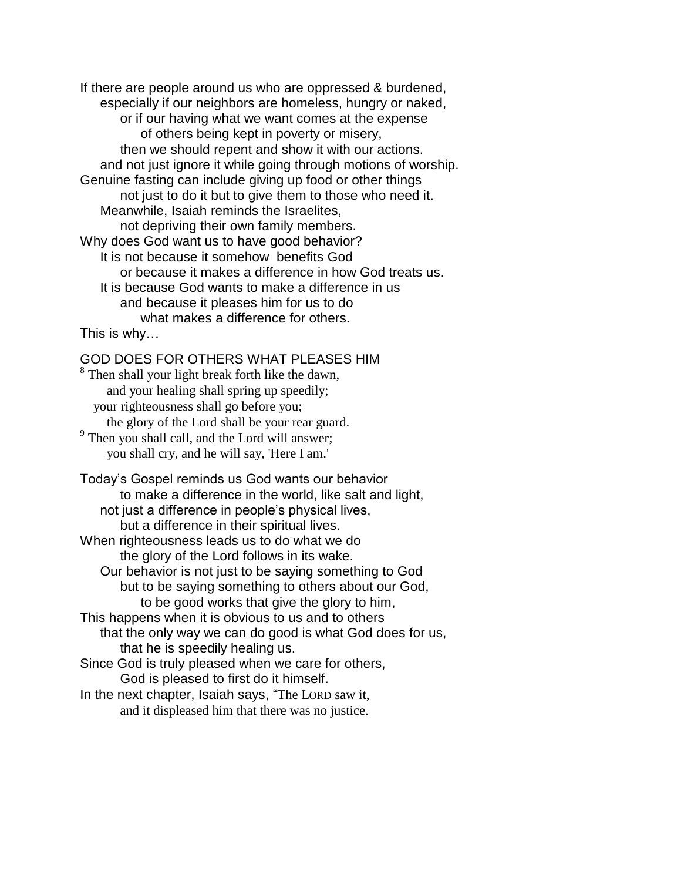If there are people around us who are oppressed & burdened,
especially if our neighbors are homeless, hungry or naked,
or if our having what we want comes at the expense
of others being kept in poverty or misery,
then we should repent and show it with our actions.
and not just ignore it while going through motions of worship.
Genuine fasting can include giving up food or other things
not just to do it but to give them to those who need it.
Meanwhile, Isaiah reminds the Israelites,
not depriving their own family members.
Why does God want us to have good behavior?
It is not because it somehow benefits God
or because it makes a difference in how God treats us.
It is because God wants to make a difference in us
and because it pleases him for us to do
what makes a difference for others.
This is why…

GOD DOES FOR OTHERS WHAT PLEASES HIM

[8] Then shall your light break forth like the dawn,
and your healing shall spring up speedily;
your righteousness shall go before you;
the glory of the Lord shall be your rear guard.
[9] Then you shall call, and the Lord will answer;
you shall cry, and he will say, 'Here I am.'

Today's Gospel reminds us God wants our behavior
to make a difference in the world, like salt and light,
not just a difference in people's physical lives,
but a difference in their spiritual lives.
When righteousness leads us to do what we do
the glory of the Lord follows in its wake.
Our behavior is not just to be saying something to God
but to be saying something to others about our God,
to be good works that give the glory to him,
This happens when it is obvious to us and to others
that the only way we can do good is what God does for us,
that he is speedily healing us.
Since God is truly pleased when we care for others,
God is pleased to first do it himself.
In the next chapter, Isaiah says, "The LORD saw it,
and it displeased him that there was no justice.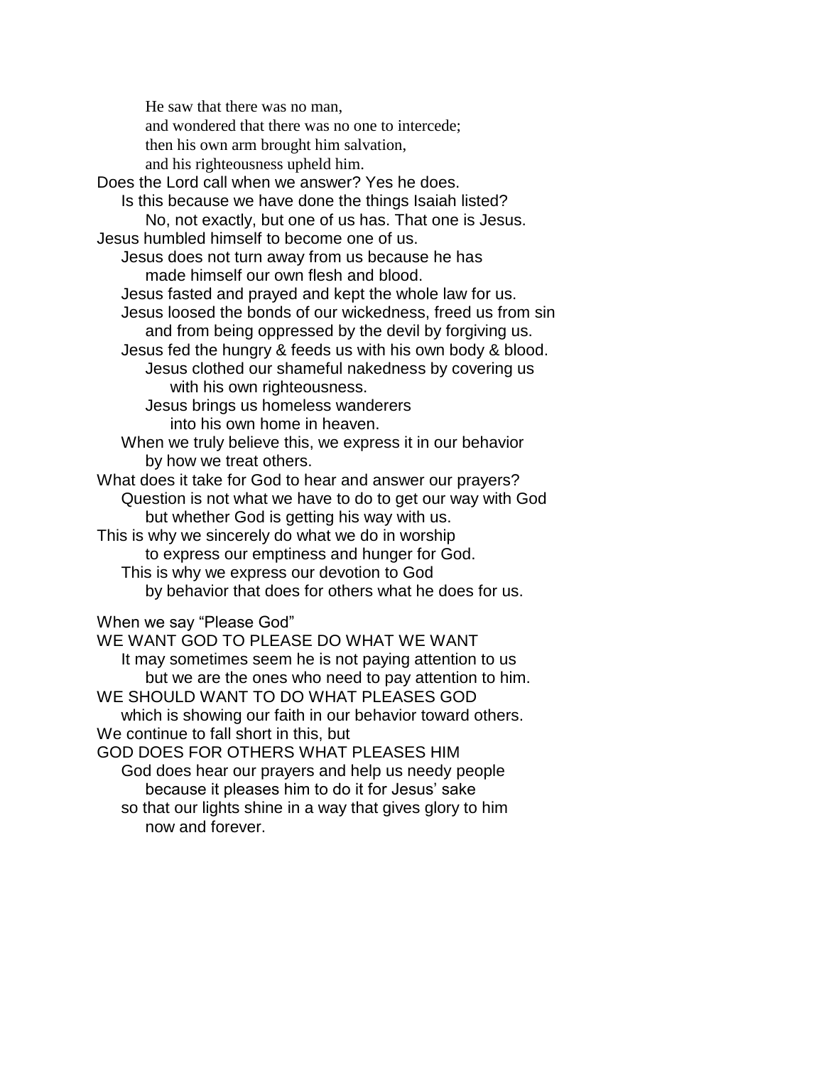He saw that there was no man,
and wondered that there was no one to intercede;
then his own arm brought him salvation,
and his righteousness upheld him.

Does the Lord call when we answer? Yes he does.
Is this because we have done the things Isaiah listed?
No, not exactly, but one of us has. That one is Jesus.

Jesus humbled himself to become one of us.
Jesus does not turn away from us because he has
made himself our own flesh and blood.
Jesus fasted and prayed and kept the whole law for us.
Jesus loosed the bonds of our wickedness, freed us from sin
and from being oppressed by the devil by forgiving us.
Jesus fed the hungry & feeds us with his own body & blood.
Jesus clothed our shameful nakedness by covering us
with his own righteousness.
Jesus brings us homeless wanderers
into his own home in heaven.
When we truly believe this, we express it in our behavior
by how we treat others.

What does it take for God to hear and answer our prayers?
Question is not what we have to do to get our way with God
but whether God is getting his way with us.

This is why we sincerely do what we do in worship
to express our emptiness and hunger for God.
This is why we express our devotion to God
by behavior that does for others what he does for us.

When we say "Please God"

WE WANT GOD TO PLEASE DO WHAT WE WANT
It may sometimes seem he is not paying attention to us
but we are the ones who need to pay attention to him.

WE SHOULD WANT TO DO WHAT PLEASES GOD
which is showing our faith in our behavior toward others.

We continue to fall short in this, but

GOD DOES FOR OTHERS WHAT PLEASES HIM
God does hear our prayers and help us needy people
because it pleases him to do it for Jesus' sake
so that our lights shine in a way that gives glory to him
now and forever.